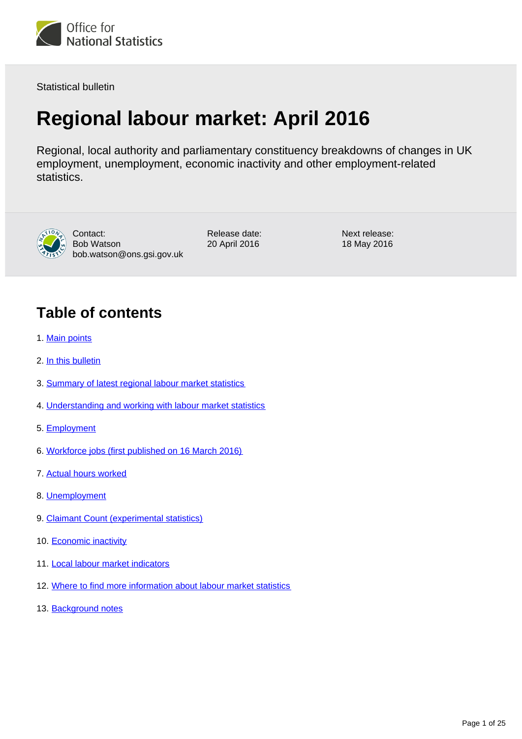Office for National Statistics

Statistical bulletin

# Regional labour market: April 2016

Regional, local authority and parliamentary constituency breakdowns of changes in UK employment, unemployment, economic inactivity and other employment-related statistics.

Contact:
Bob Watson
bob.watson@ons.gsi.gov.uk

Release date:
20 April 2016

Next release:
18 May 2016

## Table of contents

1. Main points
2. In this bulletin
3. Summary of latest regional labour market statistics
4. Understanding and working with labour market statistics
5. Employment
6. Workforce jobs (first published on 16 March 2016)
7. Actual hours worked
8. Unemployment
9. Claimant Count (experimental statistics)
10. Economic inactivity
11. Local labour market indicators
12. Where to find more information about labour market statistics
13. Background notes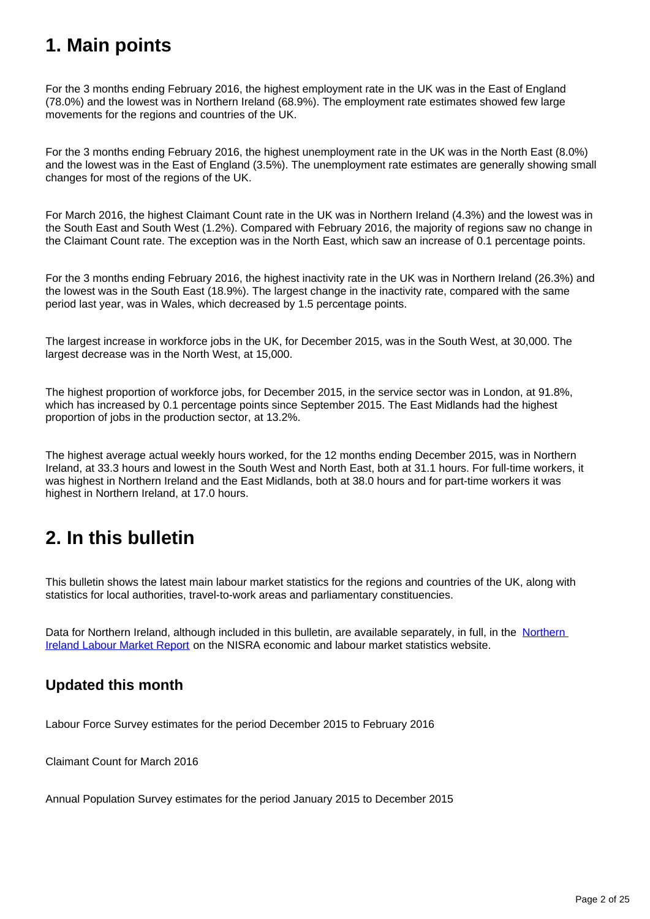## 1. Main points

For the 3 months ending February 2016, the highest employment rate in the UK was in the East of England (78.0%) and the lowest was in Northern Ireland (68.9%). The employment rate estimates showed few large movements for the regions and countries of the UK.

For the 3 months ending February 2016, the highest unemployment rate in the UK was in the North East (8.0%) and the lowest was in the East of England (3.5%). The unemployment rate estimates are generally showing small changes for most of the regions of the UK.

For March 2016, the highest Claimant Count rate in the UK was in Northern Ireland (4.3%) and the lowest was in the South East and South West (1.2%). Compared with February 2016, the majority of regions saw no change in the Claimant Count rate. The exception was in the North East, which saw an increase of 0.1 percentage points.

For the 3 months ending February 2016, the highest inactivity rate in the UK was in Northern Ireland (26.3%) and the lowest was in the South East (18.9%). The largest change in the inactivity rate, compared with the same period last year, was in Wales, which decreased by 1.5 percentage points.

The largest increase in workforce jobs in the UK, for December 2015, was in the South West, at 30,000. The largest decrease was in the North West, at 15,000.

The highest proportion of workforce jobs, for December 2015, in the service sector was in London, at 91.8%, which has increased by 0.1 percentage points since September 2015. The East Midlands had the highest proportion of jobs in the production sector, at 13.2%.

The highest average actual weekly hours worked, for the 12 months ending December 2015, was in Northern Ireland, at 33.3 hours and lowest in the South West and North East, both at 31.1 hours. For full-time workers, it was highest in Northern Ireland and the East Midlands, both at 38.0 hours and for part-time workers it was highest in Northern Ireland, at 17.0 hours.

## 2. In this bulletin

This bulletin shows the latest main labour market statistics for the regions and countries of the UK, along with statistics for local authorities, travel-to-work areas and parliamentary constituencies.

Data for Northern Ireland, although included in this bulletin, are available separately, in full, in the Northern Ireland Labour Market Report on the NISRA economic and labour market statistics website.

### Updated this month

Labour Force Survey estimates for the period December 2015 to February 2016

Claimant Count for March 2016

Annual Population Survey estimates for the period January 2015 to December 2015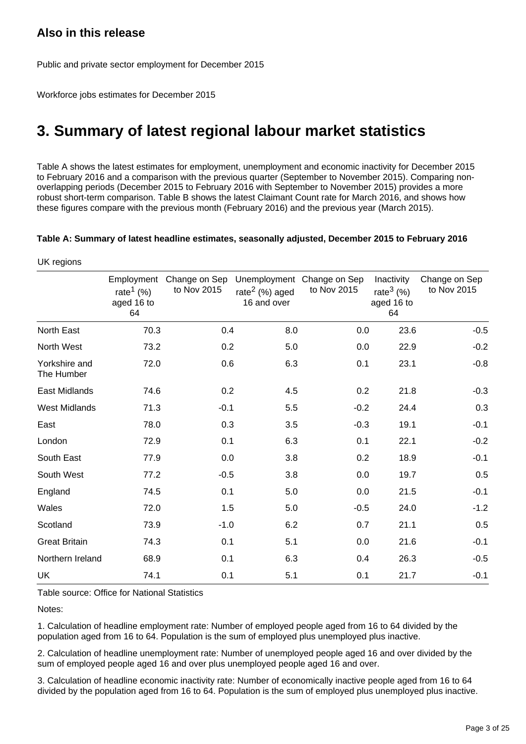## Also in this release

Public and private sector employment for December 2015

Workforce jobs estimates for December 2015

# 3. Summary of latest regional labour market statistics

Table A shows the latest estimates for employment, unemployment and economic inactivity for December 2015 to February 2016 and a comparison with the previous quarter (September to November 2015). Comparing non-overlapping periods (December 2015 to February 2016 with September to November 2015) provides a more robust short-term comparison. Table B shows the latest Claimant Count rate for March 2016, and shows how these figures compare with the previous month (February 2016) and the previous year (March 2015).

**Table A: Summary of latest headline estimates, seasonally adjusted, December 2015 to February 2016**

UK regions

| | Employment rate[1] (%) aged 16 to 64 | Change on Sep to Nov 2015 | Unemployment rate[2] (%) aged 16 and over | Change on Sep to Nov 2015 | Inactivity rate[3] (%) aged 16 to 64 | Change on Sep to Nov 2015 |
|---|---|---|---|---|---|---|
| North East | 70.3 | 0.4 | 8.0 | 0.0 | 23.6 | -0.5 |
| North West | 73.2 | 0.2 | 5.0 | 0.0 | 22.9 | -0.2 |
| Yorkshire and The Humber | 72.0 | 0.6 | 6.3 | 0.1 | 23.1 | -0.8 |
| East Midlands | 74.6 | 0.2 | 4.5 | 0.2 | 21.8 | -0.3 |
| West Midlands | 71.3 | -0.1 | 5.5 | -0.2 | 24.4 | 0.3 |
| East | 78.0 | 0.3 | 3.5 | -0.3 | 19.1 | -0.1 |
| London | 72.9 | 0.1 | 6.3 | 0.1 | 22.1 | -0.2 |
| South East | 77.9 | 0.0 | 3.8 | 0.2 | 18.9 | -0.1 |
| South West | 77.2 | -0.5 | 3.8 | 0.0 | 19.7 | 0.5 |
| England | 74.5 | 0.1 | 5.0 | 0.0 | 21.5 | -0.1 |
| Wales | 72.0 | 1.5 | 5.0 | -0.5 | 24.0 | -1.2 |
| Scotland | 73.9 | -1.0 | 6.2 | 0.7 | 21.1 | 0.5 |
| Great Britain | 74.3 | 0.1 | 5.1 | 0.0 | 21.6 | -0.1 |
| Northern Ireland | 68.9 | 0.1 | 6.3 | 0.4 | 26.3 | -0.5 |
| UK | 74.1 | 0.1 | 5.1 | 0.1 | 21.7 | -0.1 |

Table source: Office for National Statistics

Notes:

1. Calculation of headline employment rate: Number of employed people aged from 16 to 64 divided by the population aged from 16 to 64. Population is the sum of employed plus unemployed plus inactive.

2. Calculation of headline unemployment rate: Number of unemployed people aged 16 and over divided by the sum of employed people aged 16 and over plus unemployed people aged 16 and over.

3. Calculation of headline economic inactivity rate: Number of economically inactive people aged from 16 to 64 divided by the population aged from 16 to 64. Population is the sum of employed plus unemployed plus inactive.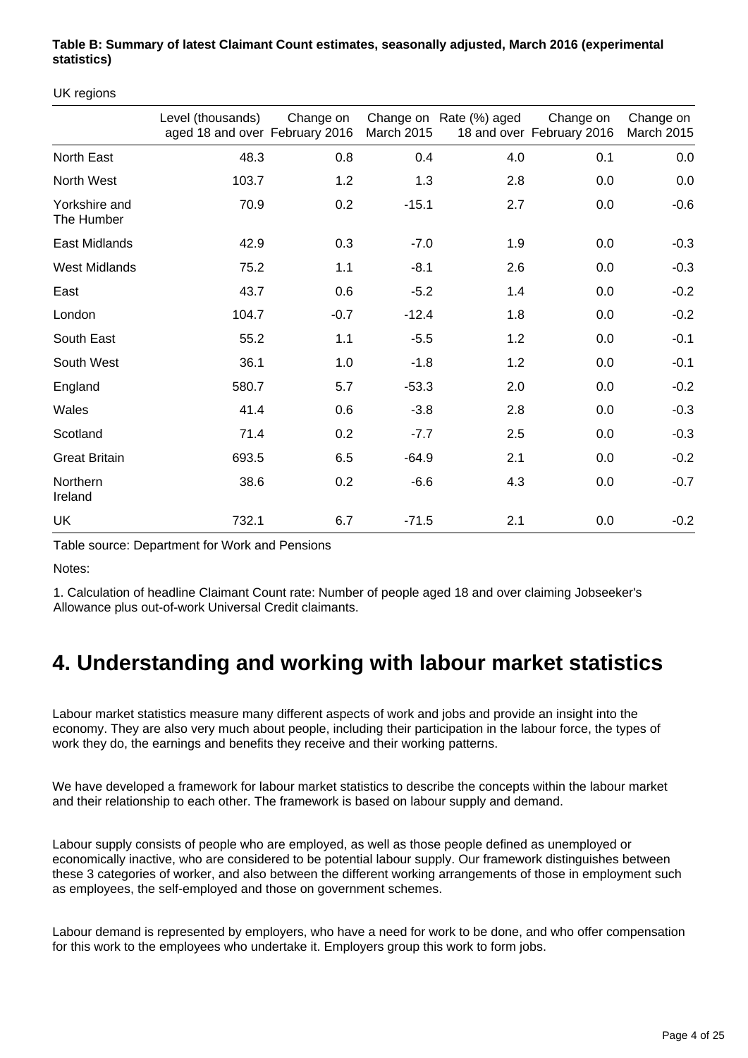**Table B: Summary of latest Claimant Count estimates, seasonally adjusted, March 2016 (experimental statistics)**

UK regions

| | Level (thousands) aged 18 and over | Change on February 2016 | Change on March 2015 | Rate (%) aged 18 and over | Change on February 2016 | Change on March 2015 |
|---|---|---|---|---|---|---|
| North East | 48.3 | 0.8 | 0.4 | 4.0 | 0.1 | 0.0 |
| North West | 103.7 | 1.2 | 1.3 | 2.8 | 0.0 | 0.0 |
| Yorkshire and The Humber | 70.9 | 0.2 | -15.1 | 2.7 | 0.0 | -0.6 |
| East Midlands | 42.9 | 0.3 | -7.0 | 1.9 | 0.0 | -0.3 |
| West Midlands | 75.2 | 1.1 | -8.1 | 2.6 | 0.0 | -0.3 |
| East | 43.7 | 0.6 | -5.2 | 1.4 | 0.0 | -0.2 |
| London | 104.7 | -0.7 | -12.4 | 1.8 | 0.0 | -0.2 |
| South East | 55.2 | 1.1 | -5.5 | 1.2 | 0.0 | -0.1 |
| South West | 36.1 | 1.0 | -1.8 | 1.2 | 0.0 | -0.1 |
| England | 580.7 | 5.7 | -53.3 | 2.0 | 0.0 | -0.2 |
| Wales | 41.4 | 0.6 | -3.8 | 2.8 | 0.0 | -0.3 |
| Scotland | 71.4 | 0.2 | -7.7 | 2.5 | 0.0 | -0.3 |
| Great Britain | 693.5 | 6.5 | -64.9 | 2.1 | 0.0 | -0.2 |
| Northern Ireland | 38.6 | 0.2 | -6.6 | 4.3 | 0.0 | -0.7 |
| UK | 732.1 | 6.7 | -71.5 | 2.1 | 0.0 | -0.2 |

Table source: Department for Work and Pensions

Notes:

1. Calculation of headline Claimant Count rate: Number of people aged 18 and over claiming Jobseeker's Allowance plus out-of-work Universal Credit claimants.

# 4. Understanding and working with labour market statistics

Labour market statistics measure many different aspects of work and jobs and provide an insight into the economy. They are also very much about people, including their participation in the labour force, the types of work they do, the earnings and benefits they receive and their working patterns.

We have developed a framework for labour market statistics to describe the concepts within the labour market and their relationship to each other. The framework is based on labour supply and demand.

Labour supply consists of people who are employed, as well as those people defined as unemployed or economically inactive, who are considered to be potential labour supply. Our framework distinguishes between these 3 categories of worker, and also between the different working arrangements of those in employment such as employees, the self-employed and those on government schemes.

Labour demand is represented by employers, who have a need for work to be done, and who offer compensation for this work to the employees who undertake it. Employers group this work to form jobs.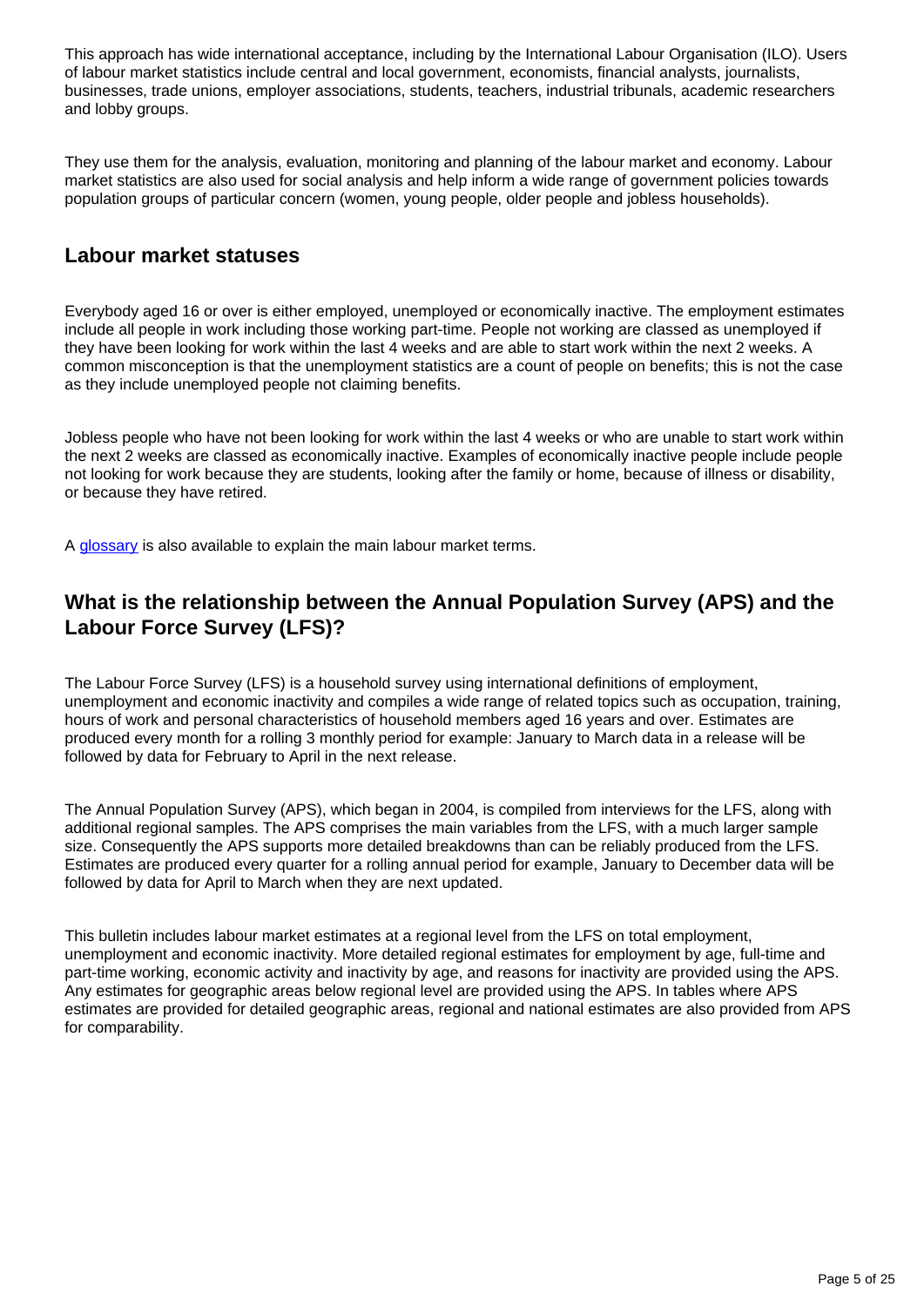This approach has wide international acceptance, including by the International Labour Organisation (ILO). Users of labour market statistics include central and local government, economists, financial analysts, journalists, businesses, trade unions, employer associations, students, teachers, industrial tribunals, academic researchers and lobby groups.

They use them for the analysis, evaluation, monitoring and planning of the labour market and economy. Labour market statistics are also used for social analysis and help inform a wide range of government policies towards population groups of particular concern (women, young people, older people and jobless households).

## Labour market statuses

Everybody aged 16 or over is either employed, unemployed or economically inactive. The employment estimates include all people in work including those working part-time. People not working are classed as unemployed if they have been looking for work within the last 4 weeks and are able to start work within the next 2 weeks. A common misconception is that the unemployment statistics are a count of people on benefits; this is not the case as they include unemployed people not claiming benefits.

Jobless people who have not been looking for work within the last 4 weeks or who are unable to start work within the next 2 weeks are classed as economically inactive. Examples of economically inactive people include people not looking for work because they are students, looking after the family or home, because of illness or disability, or because they have retired.

A glossary is also available to explain the main labour market terms.

## What is the relationship between the Annual Population Survey (APS) and the Labour Force Survey (LFS)?

The Labour Force Survey (LFS) is a household survey using international definitions of employment, unemployment and economic inactivity and compiles a wide range of related topics such as occupation, training, hours of work and personal characteristics of household members aged 16 years and over. Estimates are produced every month for a rolling 3 monthly period for example: January to March data in a release will be followed by data for February to April in the next release.

The Annual Population Survey (APS), which began in 2004, is compiled from interviews for the LFS, along with additional regional samples. The APS comprises the main variables from the LFS, with a much larger sample size. Consequently the APS supports more detailed breakdowns than can be reliably produced from the LFS. Estimates are produced every quarter for a rolling annual period for example, January to December data will be followed by data for April to March when they are next updated.

This bulletin includes labour market estimates at a regional level from the LFS on total employment, unemployment and economic inactivity. More detailed regional estimates for employment by age, full-time and part-time working, economic activity and inactivity by age, and reasons for inactivity are provided using the APS. Any estimates for geographic areas below regional level are provided using the APS. In tables where APS estimates are provided for detailed geographic areas, regional and national estimates are also provided from APS for comparability.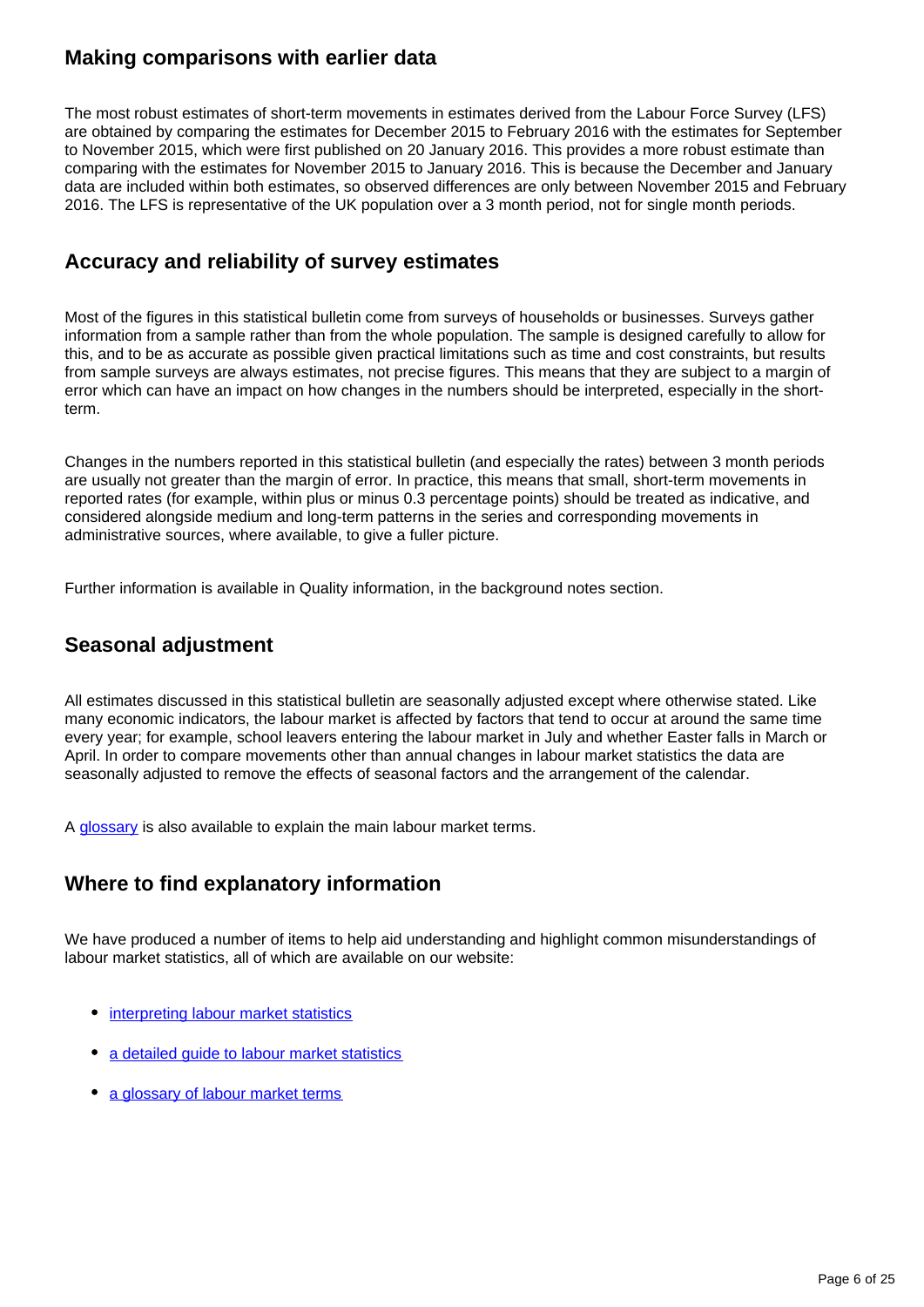## Making comparisons with earlier data

The most robust estimates of short-term movements in estimates derived from the Labour Force Survey (LFS) are obtained by comparing the estimates for December 2015 to February 2016 with the estimates for September to November 2015, which were first published on 20 January 2016. This provides a more robust estimate than comparing with the estimates for November 2015 to January 2016. This is because the December and January data are included within both estimates, so observed differences are only between November 2015 and February 2016. The LFS is representative of the UK population over a 3 month period, not for single month periods.

## Accuracy and reliability of survey estimates

Most of the figures in this statistical bulletin come from surveys of households or businesses. Surveys gather information from a sample rather than from the whole population. The sample is designed carefully to allow for this, and to be as accurate as possible given practical limitations such as time and cost constraints, but results from sample surveys are always estimates, not precise figures. This means that they are subject to a margin of error which can have an impact on how changes in the numbers should be interpreted, especially in the short-term.

Changes in the numbers reported in this statistical bulletin (and especially the rates) between 3 month periods are usually not greater than the margin of error. In practice, this means that small, short-term movements in reported rates (for example, within plus or minus 0.3 percentage points) should be treated as indicative, and considered alongside medium and long-term patterns in the series and corresponding movements in administrative sources, where available, to give a fuller picture.

Further information is available in Quality information, in the background notes section.

## Seasonal adjustment

All estimates discussed in this statistical bulletin are seasonally adjusted except where otherwise stated. Like many economic indicators, the labour market is affected by factors that tend to occur at around the same time every year; for example, school leavers entering the labour market in July and whether Easter falls in March or April. In order to compare movements other than annual changes in labour market statistics the data are seasonally adjusted to remove the effects of seasonal factors and the arrangement of the calendar.

A glossary is also available to explain the main labour market terms.

## Where to find explanatory information

We have produced a number of items to help aid understanding and highlight common misunderstandings of labour market statistics, all of which are available on our website:

- interpreting labour market statistics
- a detailed guide to labour market statistics
- a glossary of labour market terms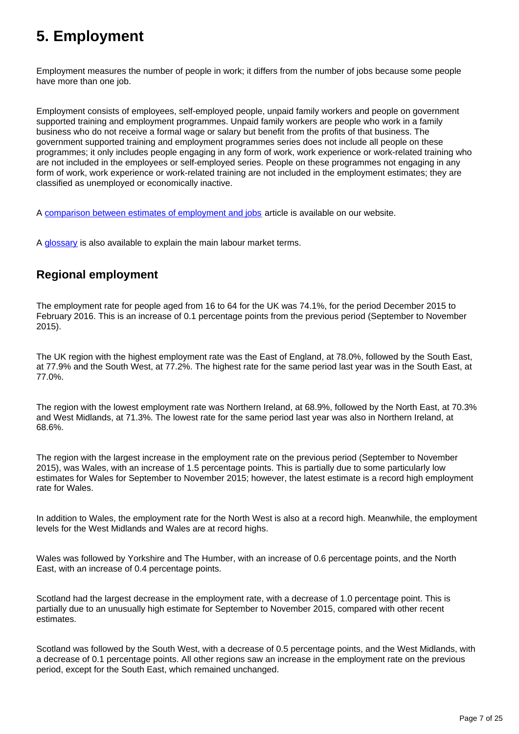# 5. Employment

Employment measures the number of people in work; it differs from the number of jobs because some people have more than one job.

Employment consists of employees, self-employed people, unpaid family workers and people on government supported training and employment programmes. Unpaid family workers are people who work in a family business who do not receive a formal wage or salary but benefit from the profits of that business. The government supported training and employment programmes series does not include all people on these programmes; it only includes people engaging in any form of work, work experience or work-related training who are not included in the employees or self-employed series. People on these programmes not engaging in any form of work, work experience or work-related training are not included in the employment estimates; they are classified as unemployed or economically inactive.

A comparison between estimates of employment and jobs article is available on our website.

A glossary is also available to explain the main labour market terms.

## Regional employment

The employment rate for people aged from 16 to 64 for the UK was 74.1%, for the period December 2015 to February 2016. This is an increase of 0.1 percentage points from the previous period (September to November 2015).

The UK region with the highest employment rate was the East of England, at 78.0%, followed by the South East, at 77.9% and the South West, at 77.2%. The highest rate for the same period last year was in the South East, at 77.0%.

The region with the lowest employment rate was Northern Ireland, at 68.9%, followed by the North East, at 70.3% and West Midlands, at 71.3%. The lowest rate for the same period last year was also in Northern Ireland, at 68.6%.

The region with the largest increase in the employment rate on the previous period (September to November 2015), was Wales, with an increase of 1.5 percentage points. This is partially due to some particularly low estimates for Wales for September to November 2015; however, the latest estimate is a record high employment rate for Wales.

In addition to Wales, the employment rate for the North West is also at a record high. Meanwhile, the employment levels for the West Midlands and Wales are at record highs.

Wales was followed by Yorkshire and The Humber, with an increase of 0.6 percentage points, and the North East, with an increase of 0.4 percentage points.

Scotland had the largest decrease in the employment rate, with a decrease of 1.0 percentage point. This is partially due to an unusually high estimate for September to November 2015, compared with other recent estimates.

Scotland was followed by the South West, with a decrease of 0.5 percentage points, and the West Midlands, with a decrease of 0.1 percentage points. All other regions saw an increase in the employment rate on the previous period, except for the South East, which remained unchanged.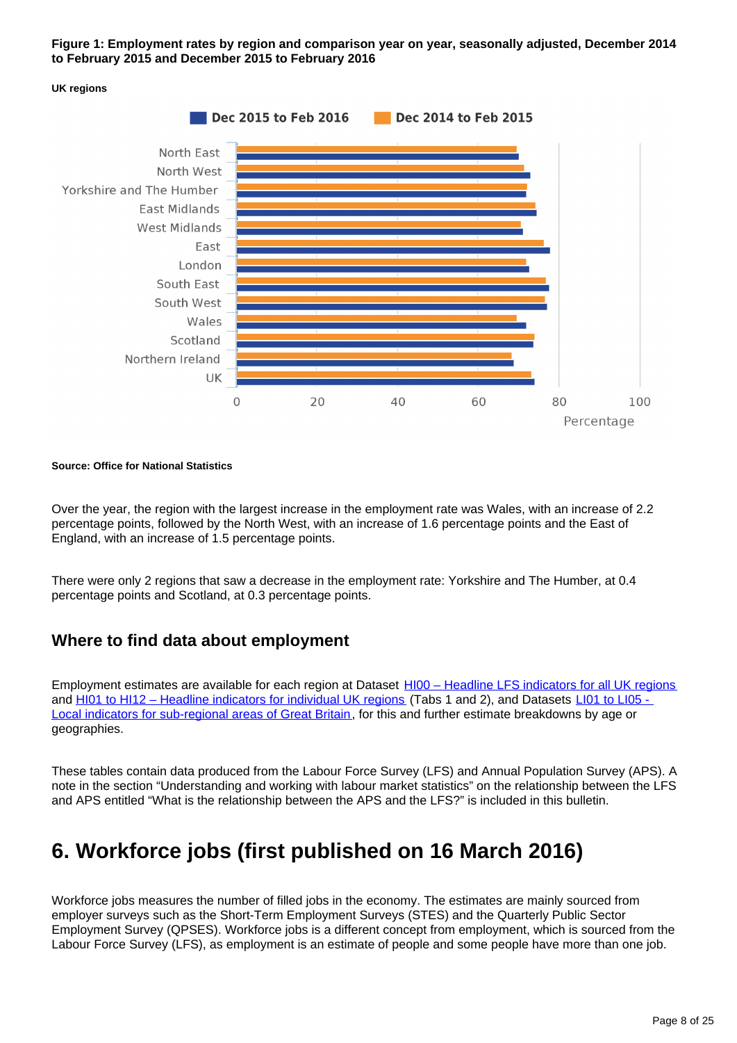**Figure 1: Employment rates by region and comparison year on year, seasonally adjusted, December 2014 to February 2015 and December 2015 to February 2016**

**UK regions**

**Source: Office for National Statistics**

Over the year, the region with the largest increase in the employment rate was Wales, with an increase of 2.2 percentage points, followed by the North West, with an increase of 1.6 percentage points and the East of England, with an increase of 1.5 percentage points.

There were only 2 regions that saw a decrease in the employment rate: Yorkshire and The Humber, at 0.4 percentage points and Scotland, at 0.3 percentage points.

## Where to find data about employment

Employment estimates are available for each region at Dataset HI00 – Headline LFS indicators for all UK regions and HI01 to HI12 – Headline indicators for individual UK regions (Tabs 1 and 2), and Datasets LI01 to LI05 - Local indicators for sub-regional areas of Great Britain, for this and further estimate breakdowns by age or geographies.

These tables contain data produced from the Labour Force Survey (LFS) and Annual Population Survey (APS). A note in the section "Understanding and working with labour market statistics" on the relationship between the LFS and APS entitled "What is the relationship between the APS and the LFS?" is included in this bulletin.

# 6. Workforce jobs (first published on 16 March 2016)

Workforce jobs measures the number of filled jobs in the economy. The estimates are mainly sourced from employer surveys such as the Short-Term Employment Surveys (STES) and the Quarterly Public Sector Employment Survey (QPSES). Workforce jobs is a different concept from employment, which is sourced from the Labour Force Survey (LFS), as employment is an estimate of people and some people have more than one job.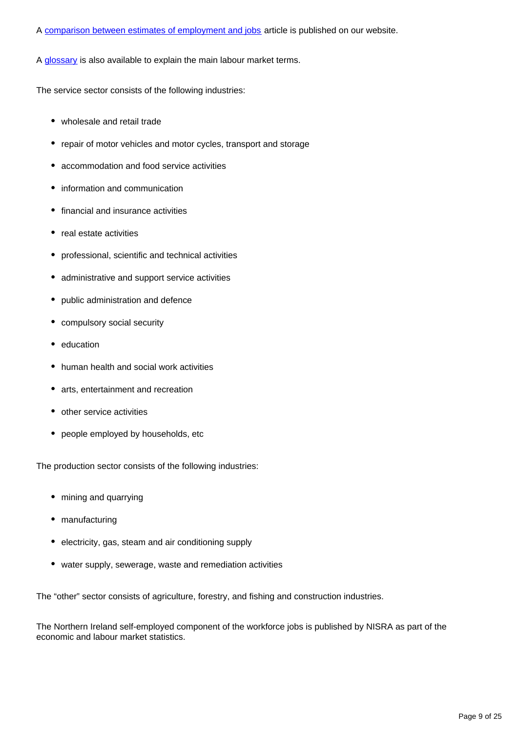A [comparison between estimates of employment and jobs]() article is published on our website.

A [glossary]() is also available to explain the main labour market terms.

The service sector consists of the following industries:

- wholesale and retail trade
- repair of motor vehicles and motor cycles, transport and storage
- accommodation and food service activities
- information and communication
- financial and insurance activities
- real estate activities
- professional, scientific and technical activities
- administrative and support service activities
- public administration and defence
- compulsory social security
- education
- human health and social work activities
- arts, entertainment and recreation
- other service activities
- people employed by households, etc

The production sector consists of the following industries:

- mining and quarrying
- manufacturing
- electricity, gas, steam and air conditioning supply
- water supply, sewerage, waste and remediation activities

The "other" sector consists of agriculture, forestry, and fishing and construction industries.

The Northern Ireland self-employed component of the workforce jobs is published by NISRA as part of the economic and labour market statistics.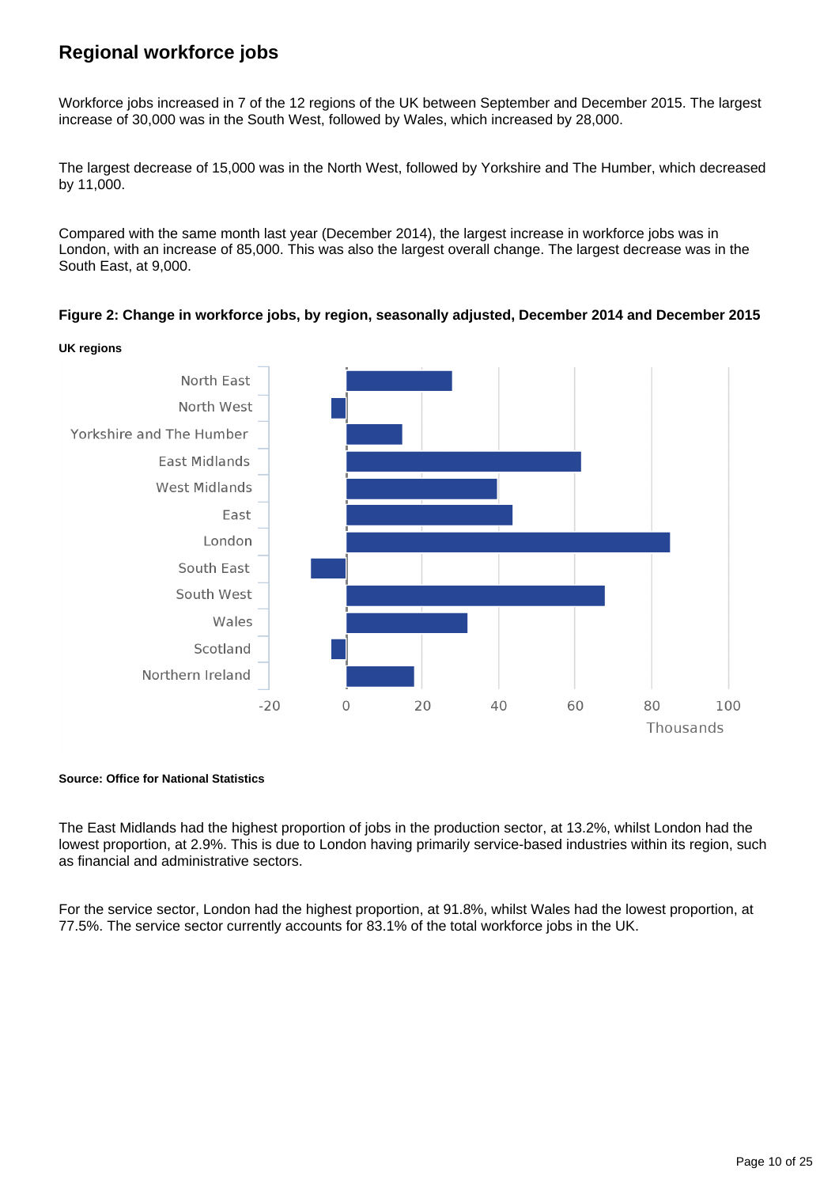## Regional workforce jobs

Workforce jobs increased in 7 of the 12 regions of the UK between September and December 2015. The largest increase of 30,000 was in the South West, followed by Wales, which increased by 28,000.

The largest decrease of 15,000 was in the North West, followed by Yorkshire and The Humber, which decreased by 11,000.

Compared with the same month last year (December 2014), the largest increase in workforce jobs was in London, with an increase of 85,000. This was also the largest overall change. The largest decrease was in the South East, at 9,000.

**Figure 2: Change in workforce jobs, by region, seasonally adjusted, December 2014 and December 2015**

**UK regions**

**Source: Office for National Statistics**

The East Midlands had the highest proportion of jobs in the production sector, at 13.2%, whilst London had the lowest proportion, at 2.9%. This is due to London having primarily service-based industries within its region, such as financial and administrative sectors.

For the service sector, London had the highest proportion, at 91.8%, whilst Wales had the lowest proportion, at 77.5%. The service sector currently accounts for 83.1% of the total workforce jobs in the UK.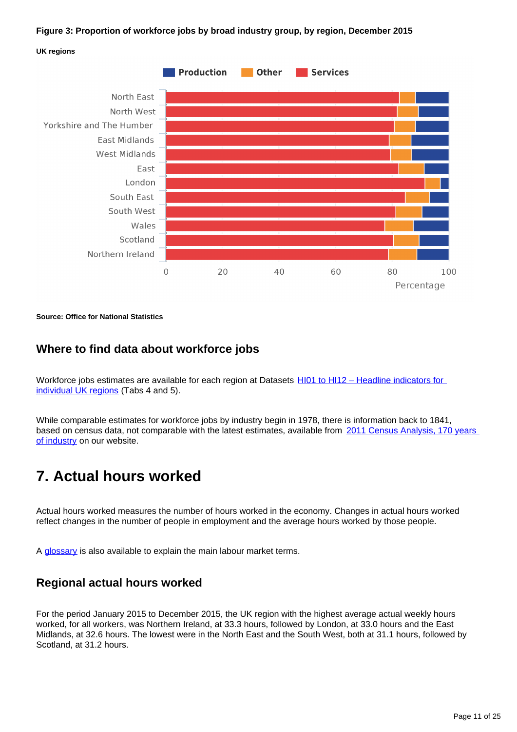**Figure 3: Proportion of workforce jobs by broad industry group, by region, December 2015**

**UK regions**

**Source: Office for National Statistics**

### Where to find data about workforce jobs

Workforce jobs estimates are available for each region at Datasets [HI01 to HI12 – Headline indicators for individual UK regions]() (Tabs 4 and 5).

While comparable estimates for workforce jobs by industry begin in 1978, there is information back to 1841, based on census data, not comparable with the latest estimates, available from [2011 Census Analysis, 170 years of industry]() on our website.

## 7. Actual hours worked

Actual hours worked measures the number of hours worked in the economy. Changes in actual hours worked reflect changes in the number of people in employment and the average hours worked by those people.

A [glossary]() is also available to explain the main labour market terms.

### Regional actual hours worked

For the period January 2015 to December 2015, the UK region with the highest average actual weekly hours worked, for all workers, was Northern Ireland, at 33.3 hours, followed by London, at 33.0 hours and the East Midlands, at 32.6 hours. The lowest were in the North East and the South West, both at 31.1 hours, followed by Scotland, at 31.2 hours.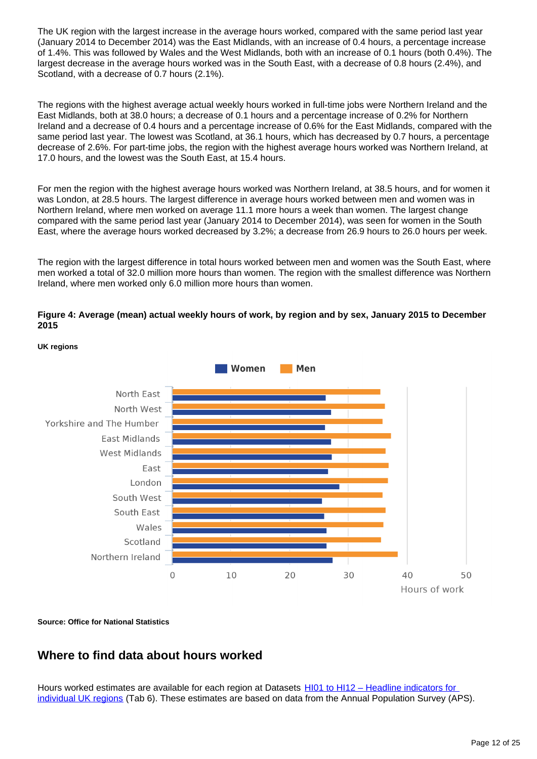The UK region with the largest increase in the average hours worked, compared with the same period last year (January 2014 to December 2014) was the East Midlands, with an increase of 0.4 hours, a percentage increase of 1.4%. This was followed by Wales and the West Midlands, both with an increase of 0.1 hours (both 0.4%). The largest decrease in the average hours worked was in the South East, with a decrease of 0.8 hours (2.4%), and Scotland, with a decrease of 0.7 hours (2.1%).

The regions with the highest average actual weekly hours worked in full-time jobs were Northern Ireland and the East Midlands, both at 38.0 hours; a decrease of 0.1 hours and a percentage increase of 0.2% for Northern Ireland and a decrease of 0.4 hours and a percentage increase of 0.6% for the East Midlands, compared with the same period last year. The lowest was Scotland, at 36.1 hours, which has decreased by 0.7 hours, a percentage decrease of 2.6%. For part-time jobs, the region with the highest average hours worked was Northern Ireland, at 17.0 hours, and the lowest was the South East, at 15.4 hours.

For men the region with the highest average hours worked was Northern Ireland, at 38.5 hours, and for women it was London, at 28.5 hours. The largest difference in average hours worked between men and women was in Northern Ireland, where men worked on average 11.1 more hours a week than women. The largest change compared with the same period last year (January 2014 to December 2014), was seen for women in the South East, where the average hours worked decreased by 3.2%; a decrease from 26.9 hours to 26.0 hours per week.

The region with the largest difference in total hours worked between men and women was the South East, where men worked a total of 32.0 million more hours than women. The region with the smallest difference was Northern Ireland, where men worked only 6.0 million more hours than women.

**Figure 4: Average (mean) actual weekly hours of work, by region and by sex, January 2015 to December 2015**

**UK regions**

**Source: Office for National Statistics**

## Where to find data about hours worked

Hours worked estimates are available for each region at Datasets [HI01 to HI12 – Headline indicators for individual UK regions]() (Tab 6). These estimates are based on data from the Annual Population Survey (APS).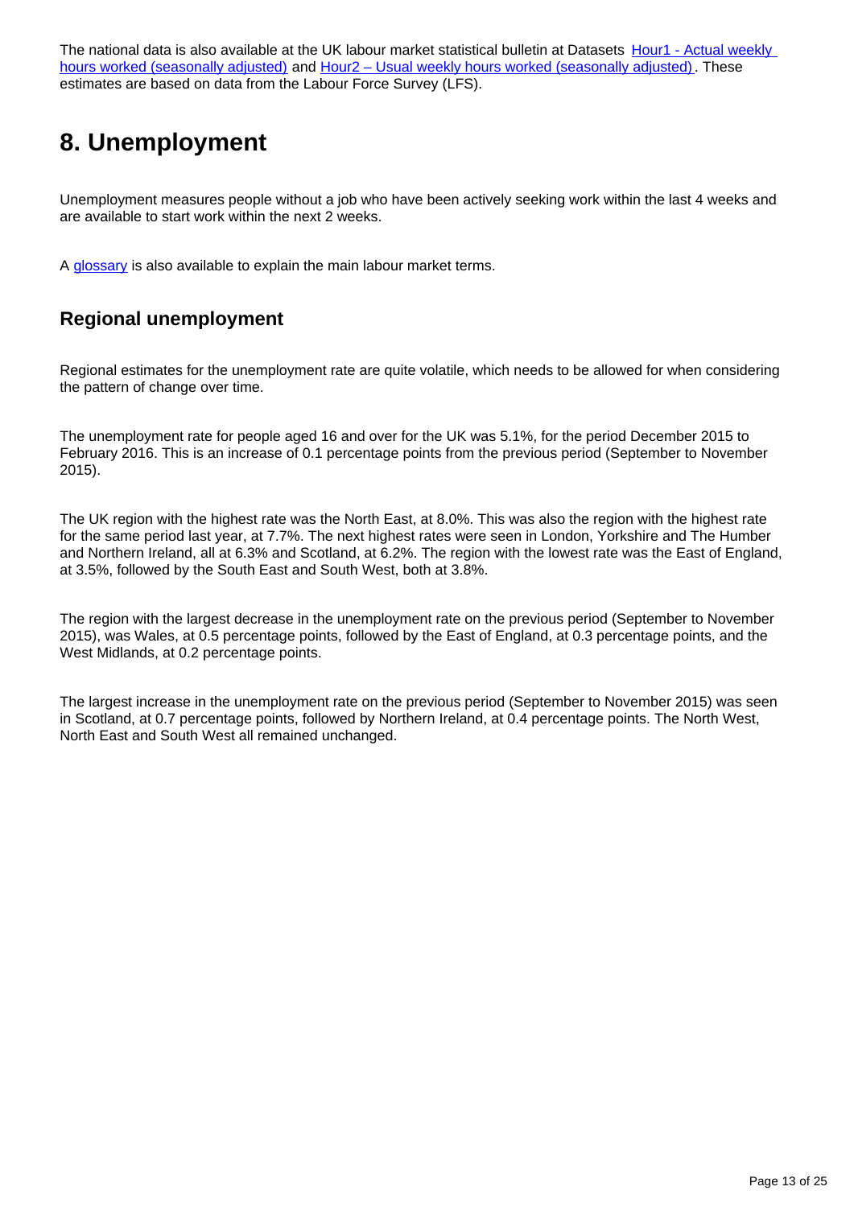The national data is also available at the UK labour market statistical bulletin at Datasets [Hour1 - Actual weekly hours worked (seasonally adjusted)] and [Hour2 – Usual weekly hours worked (seasonally adjusted)]. These estimates are based on data from the Labour Force Survey (LFS).

# 8. Unemployment

Unemployment measures people without a job who have been actively seeking work within the last 4 weeks and are available to start work within the next 2 weeks.

A [glossary] is also available to explain the main labour market terms.

## Regional unemployment

Regional estimates for the unemployment rate are quite volatile, which needs to be allowed for when considering the pattern of change over time.

The unemployment rate for people aged 16 and over for the UK was 5.1%, for the period December 2015 to February 2016. This is an increase of 0.1 percentage points from the previous period (September to November 2015).

The UK region with the highest rate was the North East, at 8.0%. This was also the region with the highest rate for the same period last year, at 7.7%. The next highest rates were seen in London, Yorkshire and The Humber and Northern Ireland, all at 6.3% and Scotland, at 6.2%. The region with the lowest rate was the East of England, at 3.5%, followed by the South East and South West, both at 3.8%.

The region with the largest decrease in the unemployment rate on the previous period (September to November 2015), was Wales, at 0.5 percentage points, followed by the East of England, at 0.3 percentage points, and the West Midlands, at 0.2 percentage points.

The largest increase in the unemployment rate on the previous period (September to November 2015) was seen in Scotland, at 0.7 percentage points, followed by Northern Ireland, at 0.4 percentage points. The North West, North East and South West all remained unchanged.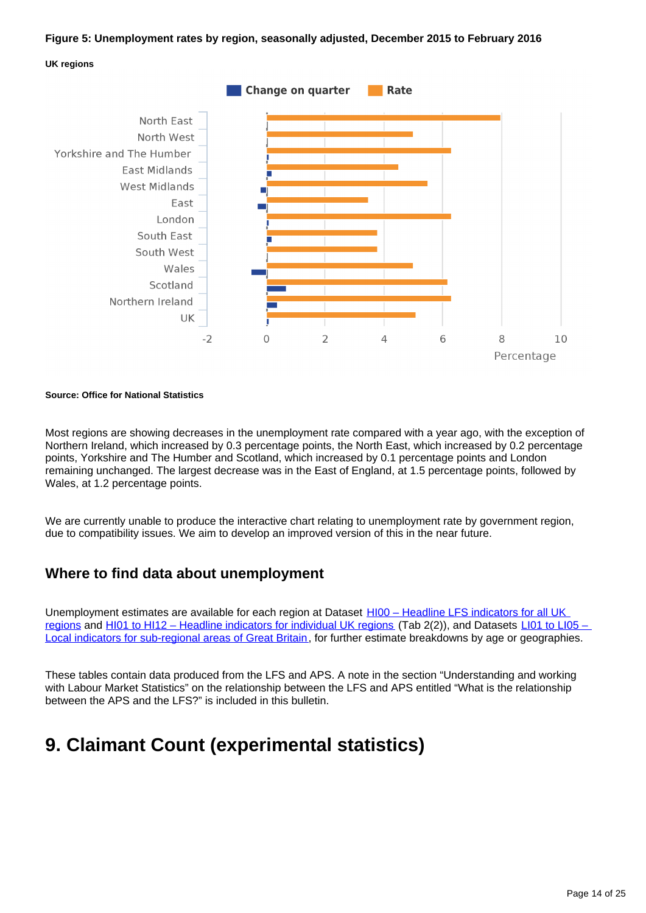**Figure 5: Unemployment rates by region, seasonally adjusted, December 2015 to February 2016**

**UK regions**

**Source: Office for National Statistics**

Most regions are showing decreases in the unemployment rate compared with a year ago, with the exception of Northern Ireland, which increased by 0.3 percentage points, the North East, which increased by 0.2 percentage points, Yorkshire and The Humber and Scotland, which increased by 0.1 percentage points and London remaining unchanged. The largest decrease was in the East of England, at 1.5 percentage points, followed by Wales, at 1.2 percentage points.

We are currently unable to produce the interactive chart relating to unemployment rate by government region, due to compatibility issues. We aim to develop an improved version of this in the near future.

## Where to find data about unemployment

Unemployment estimates are available for each region at Dataset HI00 – Headline LFS indicators for all UK regions and HI01 to HI12 – Headline indicators for individual UK regions (Tab 2(2)), and Datasets LI01 to LI05 – Local indicators for sub-regional areas of Great Britain, for further estimate breakdowns by age or geographies.

These tables contain data produced from the LFS and APS. A note in the section "Understanding and working with Labour Market Statistics" on the relationship between the LFS and APS entitled "What is the relationship between the APS and the LFS?" is included in this bulletin.

# 9. Claimant Count (experimental statistics)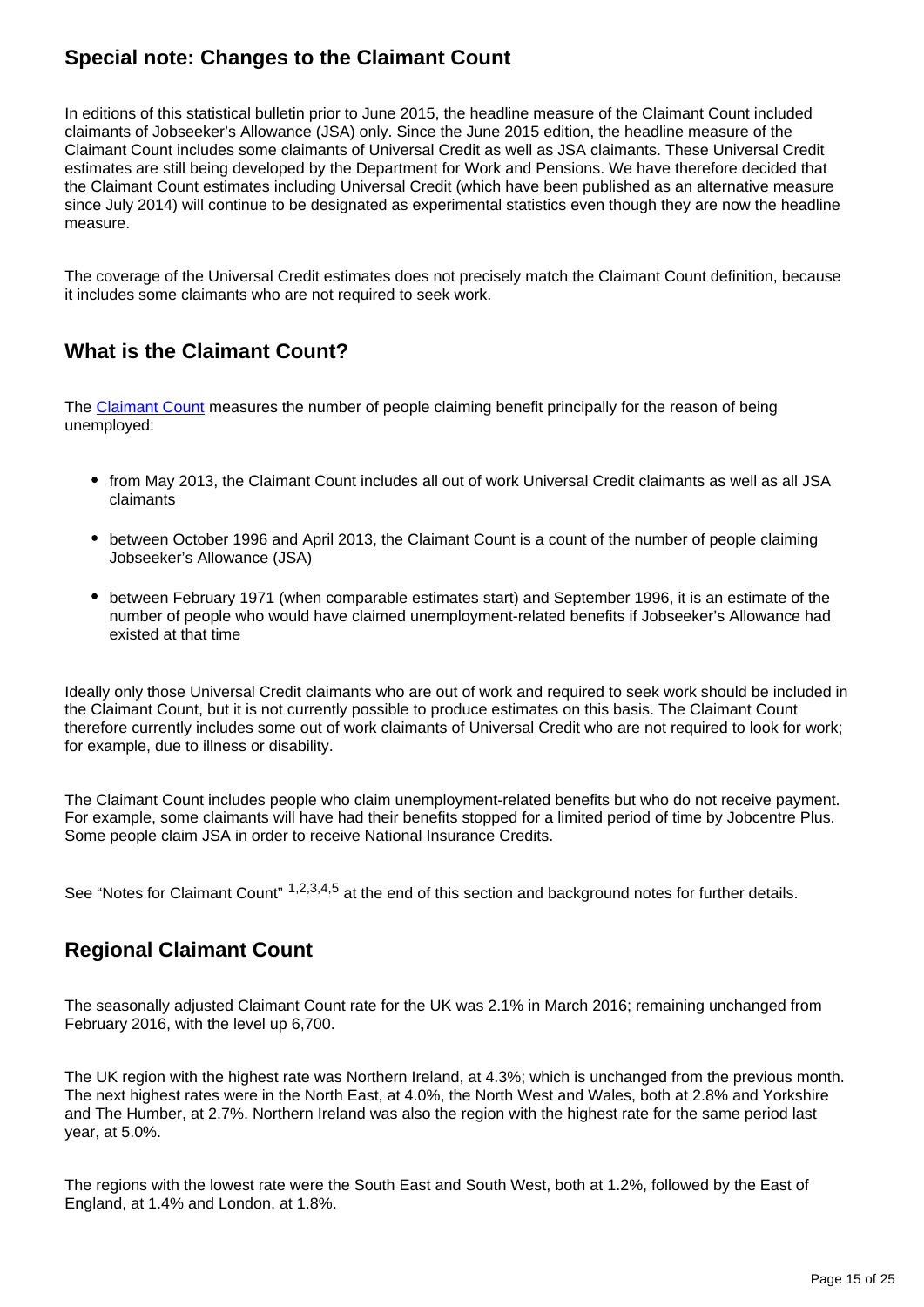## Special note: Changes to the Claimant Count

In editions of this statistical bulletin prior to June 2015, the headline measure of the Claimant Count included claimants of Jobseeker's Allowance (JSA) only. Since the June 2015 edition, the headline measure of the Claimant Count includes some claimants of Universal Credit as well as JSA claimants. These Universal Credit estimates are still being developed by the Department for Work and Pensions. We have therefore decided that the Claimant Count estimates including Universal Credit (which have been published as an alternative measure since July 2014) will continue to be designated as experimental statistics even though they are now the headline measure.

The coverage of the Universal Credit estimates does not precisely match the Claimant Count definition, because it includes some claimants who are not required to seek work.

## What is the Claimant Count?

The Claimant Count measures the number of people claiming benefit principally for the reason of being unemployed:

- from May 2013, the Claimant Count includes all out of work Universal Credit claimants as well as all JSA claimants
- between October 1996 and April 2013, the Claimant Count is a count of the number of people claiming Jobseeker's Allowance (JSA)
- between February 1971 (when comparable estimates start) and September 1996, it is an estimate of the number of people who would have claimed unemployment-related benefits if Jobseeker's Allowance had existed at that time

Ideally only those Universal Credit claimants who are out of work and required to seek work should be included in the Claimant Count, but it is not currently possible to produce estimates on this basis. The Claimant Count therefore currently includes some out of work claimants of Universal Credit who are not required to look for work; for example, due to illness or disability.

The Claimant Count includes people who claim unemployment-related benefits but who do not receive payment. For example, some claimants will have had their benefits stopped for a limited period of time by Jobcentre Plus. Some people claim JSA in order to receive National Insurance Credits.

See "Notes for Claimant Count" [1,2,3,4,5] at the end of this section and background notes for further details.

## Regional Claimant Count

The seasonally adjusted Claimant Count rate for the UK was 2.1% in March 2016; remaining unchanged from February 2016, with the level up 6,700.

The UK region with the highest rate was Northern Ireland, at 4.3%; which is unchanged from the previous month. The next highest rates were in the North East, at 4.0%, the North West and Wales, both at 2.8% and Yorkshire and The Humber, at 2.7%. Northern Ireland was also the region with the highest rate for the same period last year, at 5.0%.

The regions with the lowest rate were the South East and South West, both at 1.2%, followed by the East of England, at 1.4% and London, at 1.8%.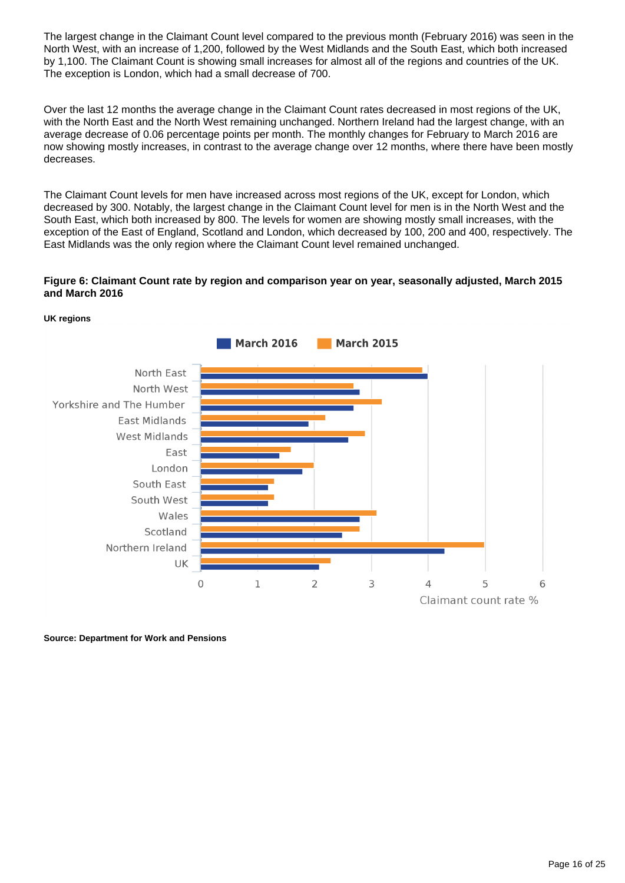The largest change in the Claimant Count level compared to the previous month (February 2016) was seen in the North West, with an increase of 1,200, followed by the West Midlands and the South East, which both increased by 1,100. The Claimant Count is showing small increases for almost all of the regions and countries of the UK. The exception is London, which had a small decrease of 700.

Over the last 12 months the average change in the Claimant Count rates decreased in most regions of the UK, with the North East and the North West remaining unchanged. Northern Ireland had the largest change, with an average decrease of 0.06 percentage points per month. The monthly changes for February to March 2016 are now showing mostly increases, in contrast to the average change over 12 months, where there have been mostly decreases.

The Claimant Count levels for men have increased across most regions of the UK, except for London, which decreased by 300. Notably, the largest change in the Claimant Count level for men is in the North West and the South East, which both increased by 800. The levels for women are showing mostly small increases, with the exception of the East of England, Scotland and London, which decreased by 100, 200 and 400, respectively. The East Midlands was the only region where the Claimant Count level remained unchanged.

**Figure 6: Claimant Count rate by region and comparison year on year, seasonally adjusted, March 2015 and March 2016**

**UK regions**

**Source: Department for Work and Pensions**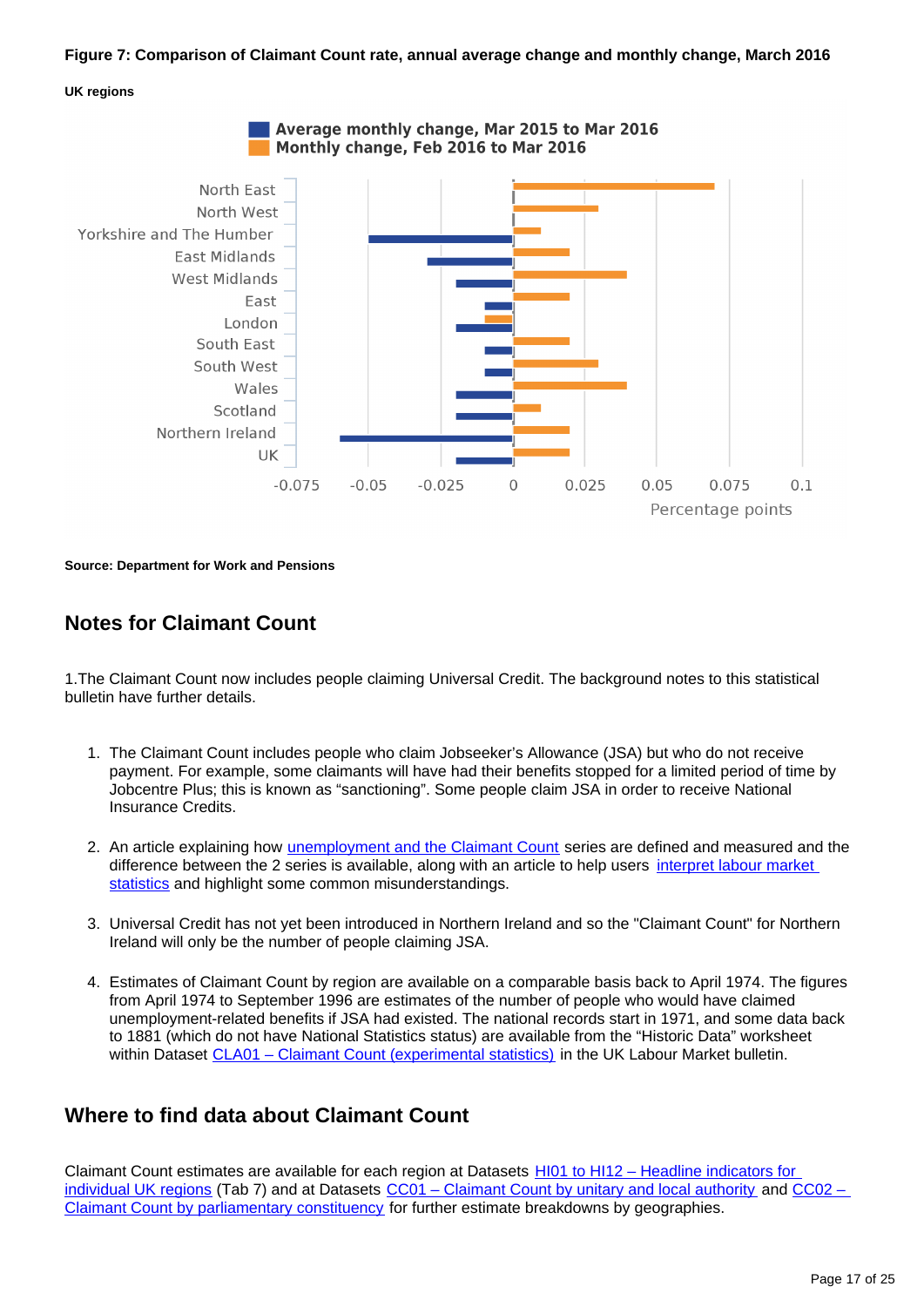**Figure 7: Comparison of Claimant Count rate, annual average change and monthly change, March 2016**

**UK regions**

Average monthly change, Mar 2015 to Mar 2016
Monthly change, Feb 2016 to Mar 2016

North East
North West
Yorkshire and The Humber
East Midlands
West Midlands
East
London
South East
South West
Wales
Scotland
Northern Ireland
UK

-0.075 -0.05 -0.025 0 0.025 0.05 0.075 0.1

Percentage points

**Source: Department for Work and Pensions**

## Notes for Claimant Count

1.The Claimant Count now includes people claiming Universal Credit. The background notes to this statistical bulletin have further details.

1. The Claimant Count includes people who claim Jobseeker's Allowance (JSA) but who do not receive payment. For example, some claimants will have had their benefits stopped for a limited period of time by Jobcentre Plus; this is known as "sanctioning". Some people claim JSA in order to receive National Insurance Credits.

2. An article explaining how unemployment and the Claimant Count series are defined and measured and the difference between the 2 series is available, along with an article to help users interpret labour market statistics and highlight some common misunderstandings.

3. Universal Credit has not yet been introduced in Northern Ireland and so the "Claimant Count" for Northern Ireland will only be the number of people claiming JSA.

4. Estimates of Claimant Count by region are available on a comparable basis back to April 1974. The figures from April 1974 to September 1996 are estimates of the number of people who would have claimed unemployment-related benefits if JSA had existed. The national records start in 1971, and some data back to 1881 (which do not have National Statistics status) are available from the "Historic Data" worksheet within Dataset CLA01 – Claimant Count (experimental statistics) in the UK Labour Market bulletin.

## Where to find data about Claimant Count

Claimant Count estimates are available for each region at Datasets HI01 to HI12 – Headline indicators for individual UK regions (Tab 7) and at Datasets CC01 – Claimant Count by unitary and local authority and CC02 – Claimant Count by parliamentary constituency for further estimate breakdowns by geographies.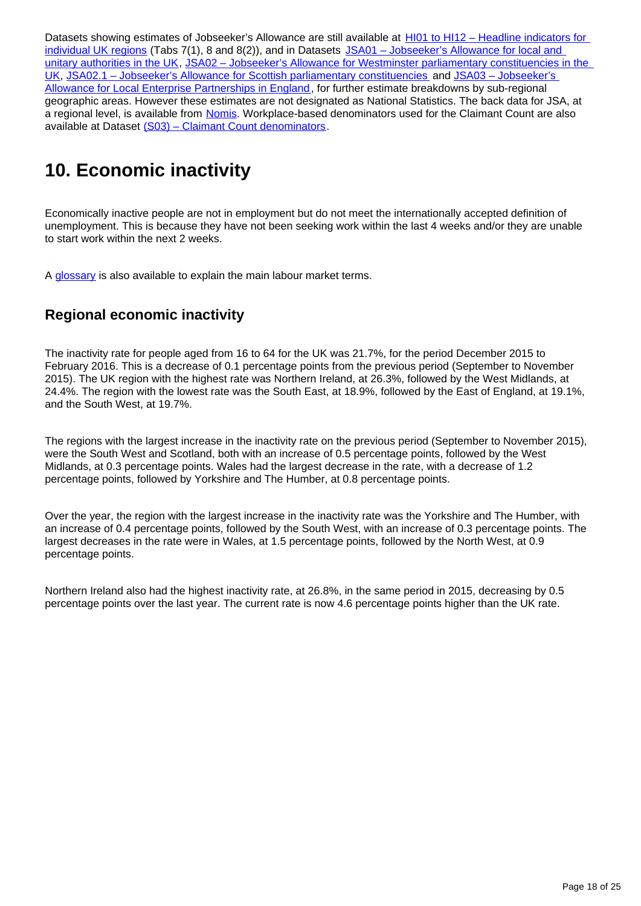Datasets showing estimates of Jobseeker's Allowance are still available at HI01 to HI12 – Headline indicators for individual UK regions (Tabs 7(1), 8 and 8(2)), and in Datasets JSA01 – Jobseeker's Allowance for local and unitary authorities in the UK, JSA02 – Jobseeker's Allowance for Westminster parliamentary constituencies in the UK, JSA02.1 – Jobseeker's Allowance for Scottish parliamentary constituencies and JSA03 – Jobseeker's Allowance for Local Enterprise Partnerships in England, for further estimate breakdowns by sub-regional geographic areas. However these estimates are not designated as National Statistics. The back data for JSA, at a regional level, is available from Nomis. Workplace-based denominators used for the Claimant Count are also available at Dataset (S03) – Claimant Count denominators.

# 10. Economic inactivity

Economically inactive people are not in employment but do not meet the internationally accepted definition of unemployment. This is because they have not been seeking work within the last 4 weeks and/or they are unable to start work within the next 2 weeks.

A glossary is also available to explain the main labour market terms.

## Regional economic inactivity

The inactivity rate for people aged from 16 to 64 for the UK was 21.7%, for the period December 2015 to February 2016. This is a decrease of 0.1 percentage points from the previous period (September to November 2015). The UK region with the highest rate was Northern Ireland, at 26.3%, followed by the West Midlands, at 24.4%. The region with the lowest rate was the South East, at 18.9%, followed by the East of England, at 19.1%, and the South West, at 19.7%.

The regions with the largest increase in the inactivity rate on the previous period (September to November 2015), were the South West and Scotland, both with an increase of 0.5 percentage points, followed by the West Midlands, at 0.3 percentage points. Wales had the largest decrease in the rate, with a decrease of 1.2 percentage points, followed by Yorkshire and The Humber, at 0.8 percentage points.

Over the year, the region with the largest increase in the inactivity rate was the Yorkshire and The Humber, with an increase of 0.4 percentage points, followed by the South West, with an increase of 0.3 percentage points. The largest decreases in the rate were in Wales, at 1.5 percentage points, followed by the North West, at 0.9 percentage points.

Northern Ireland also had the highest inactivity rate, at 26.8%, in the same period in 2015, decreasing by 0.5 percentage points over the last year. The current rate is now 4.6 percentage points higher than the UK rate.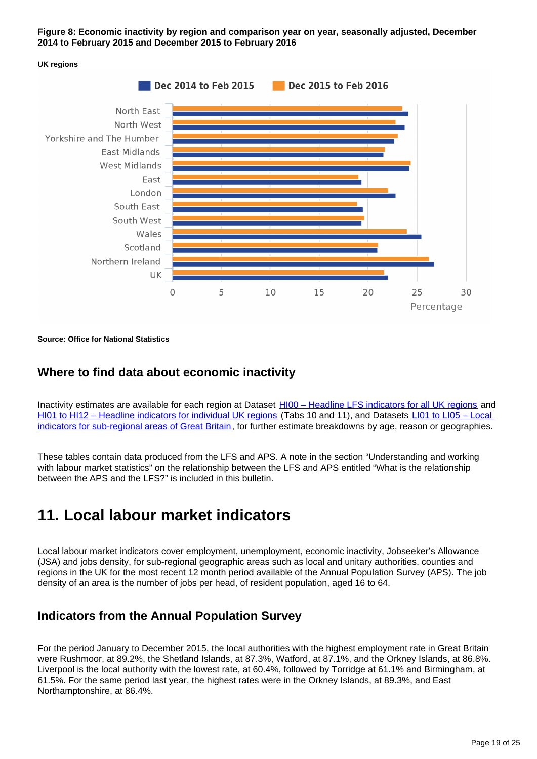**Figure 8: Economic inactivity by region and comparison year on year, seasonally adjusted, December 2014 to February 2015 and December 2015 to February 2016**

**UK regions**

**Source: Office for National Statistics**

## Where to find data about economic inactivity

Inactivity estimates are available for each region at Dataset HI00 – Headline LFS indicators for all UK regions and HI01 to HI12 – Headline indicators for individual UK regions (Tabs 10 and 11), and Datasets LI01 to LI05 – Local indicators for sub-regional areas of Great Britain, for further estimate breakdowns by age, reason or geographies.

These tables contain data produced from the LFS and APS. A note in the section "Understanding and working with labour market statistics" on the relationship between the LFS and APS entitled "What is the relationship between the APS and the LFS?" is included in this bulletin.

# 11. Local labour market indicators

Local labour market indicators cover employment, unemployment, economic inactivity, Jobseeker's Allowance (JSA) and jobs density, for sub-regional geographic areas such as local and unitary authorities, counties and regions in the UK for the most recent 12 month period available of the Annual Population Survey (APS). The job density of an area is the number of jobs per head, of resident population, aged 16 to 64.

## Indicators from the Annual Population Survey

For the period January to December 2015, the local authorities with the highest employment rate in Great Britain were Rushmoor, at 89.2%, the Shetland Islands, at 87.3%, Watford, at 87.1%, and the Orkney Islands, at 86.8%. Liverpool is the local authority with the lowest rate, at 60.4%, followed by Torridge at 61.1% and Birmingham, at 61.5%. For the same period last year, the highest rates were in the Orkney Islands, at 89.3%, and East Northamptonshire, at 86.4%.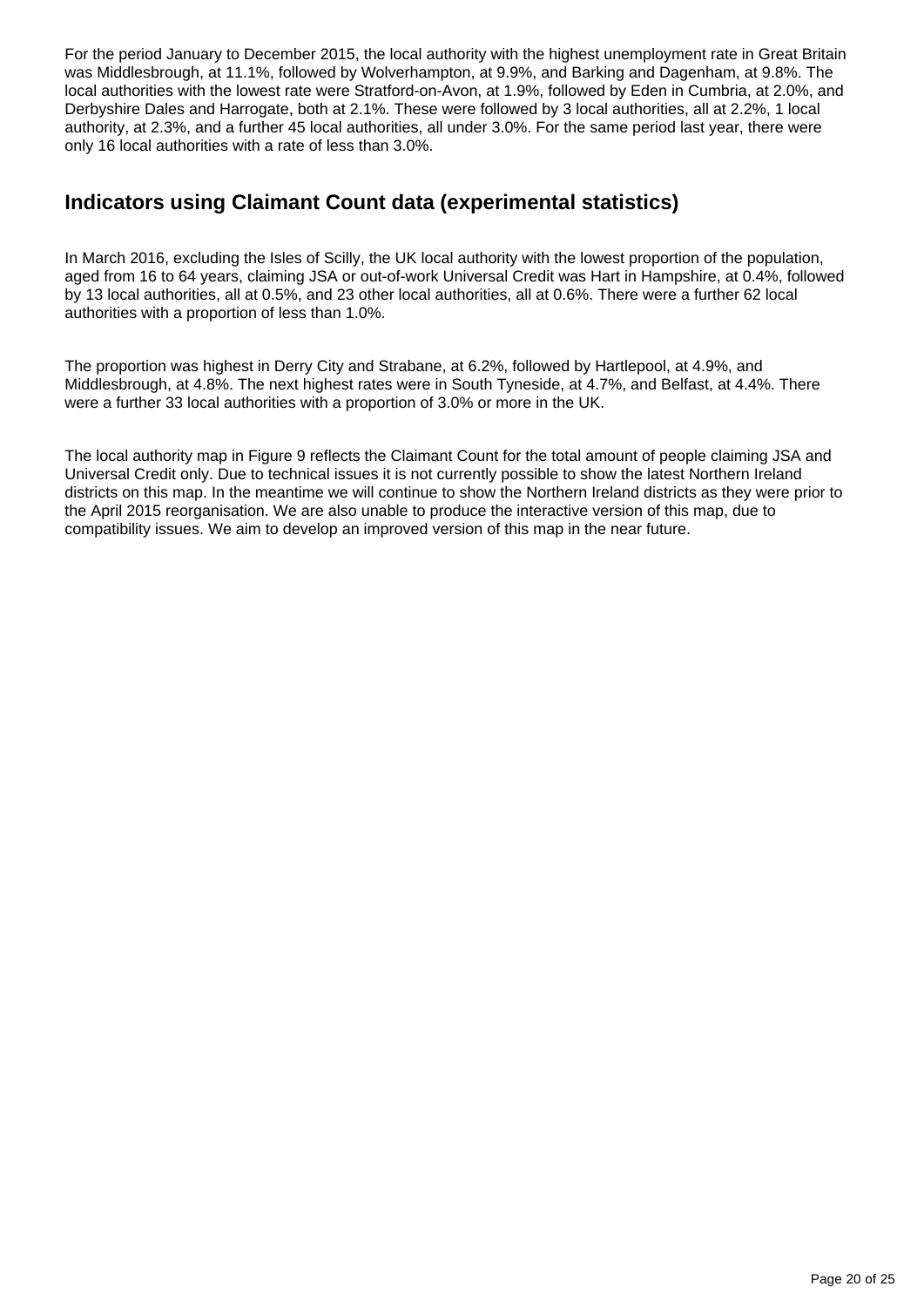For the period January to December 2015, the local authority with the highest unemployment rate in Great Britain was Middlesbrough, at 11.1%, followed by Wolverhampton, at 9.9%, and Barking and Dagenham, at 9.8%. The local authorities with the lowest rate were Stratford-on-Avon, at 1.9%, followed by Eden in Cumbria, at 2.0%, and Derbyshire Dales and Harrogate, both at 2.1%. These were followed by 3 local authorities, all at 2.2%, 1 local authority, at 2.3%, and a further 45 local authorities, all under 3.0%. For the same period last year, there were only 16 local authorities with a rate of less than 3.0%.

## Indicators using Claimant Count data (experimental statistics)

In March 2016, excluding the Isles of Scilly, the UK local authority with the lowest proportion of the population, aged from 16 to 64 years, claiming JSA or out-of-work Universal Credit was Hart in Hampshire, at 0.4%, followed by 13 local authorities, all at 0.5%, and 23 other local authorities, all at 0.6%. There were a further 62 local authorities with a proportion of less than 1.0%.

The proportion was highest in Derry City and Strabane, at 6.2%, followed by Hartlepool, at 4.9%, and Middlesbrough, at 4.8%. The next highest rates were in South Tyneside, at 4.7%, and Belfast, at 4.4%. There were a further 33 local authorities with a proportion of 3.0% or more in the UK.

The local authority map in Figure 9 reflects the Claimant Count for the total amount of people claiming JSA and Universal Credit only. Due to technical issues it is not currently possible to show the latest Northern Ireland districts on this map. In the meantime we will continue to show the Northern Ireland districts as they were prior to the April 2015 reorganisation. We are also unable to produce the interactive version of this map, due to compatibility issues. We aim to develop an improved version of this map in the near future.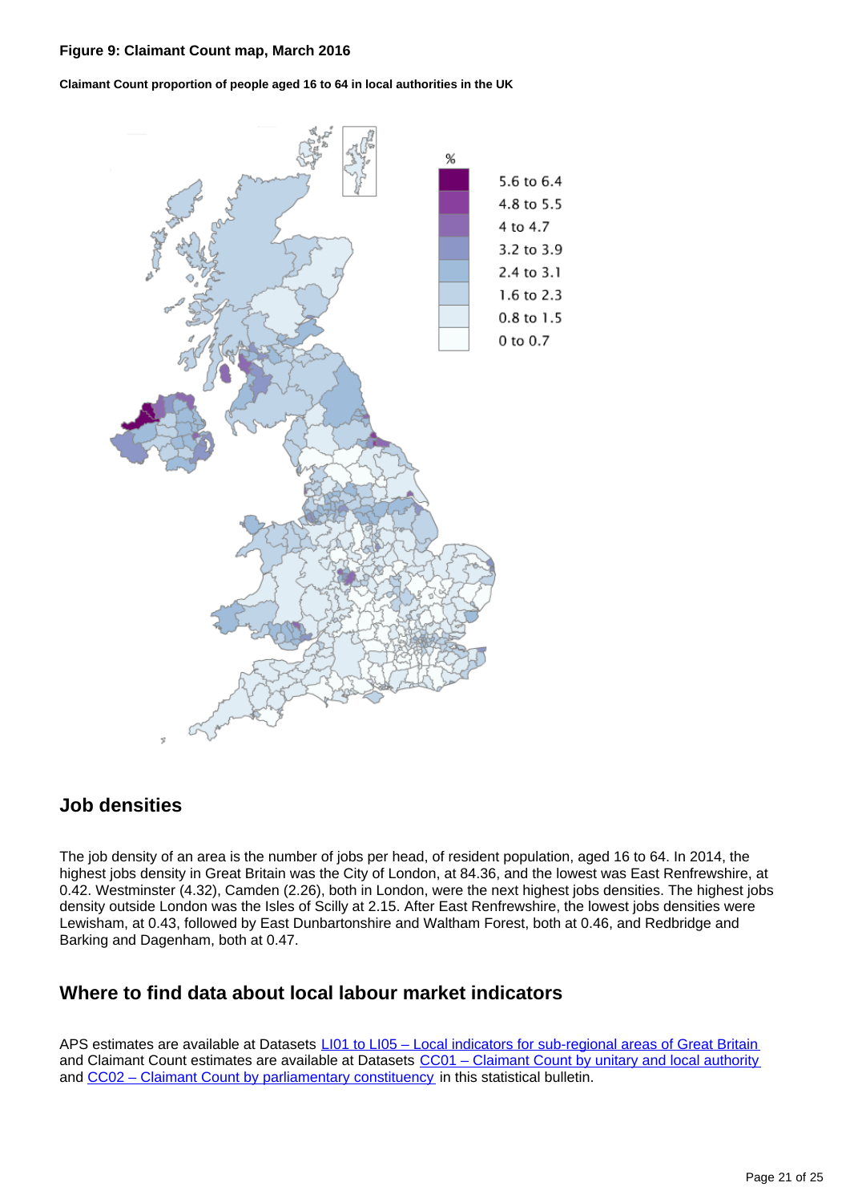**Figure 9: Claimant Count map, March 2016**

**Claimant Count proportion of people aged 16 to 64 in local authorities in the UK**

| % |
| --- |
| 5.6 to 6.4 |
| 4.8 to 5.5 |
| 4 to 4.7 |
| 3.2 to 3.9 |
| 2.4 to 3.1 |
| 1.6 to 2.3 |
| 0.8 to 1.5 |
| 0 to 0.7 |

## Job densities

The job density of an area is the number of jobs per head, of resident population, aged 16 to 64. In 2014, the highest jobs density in Great Britain was the City of London, at 84.36, and the lowest was East Renfrewshire, at 0.42. Westminster (4.32), Camden (2.26), both in London, were the next highest jobs densities. The highest jobs density outside London was the Isles of Scilly at 2.15. After East Renfrewshire, the lowest jobs densities were Lewisham, at 0.43, followed by East Dunbartonshire and Waltham Forest, both at 0.46, and Redbridge and Barking and Dagenham, both at 0.47.

## Where to find data about local labour market indicators

APS estimates are available at Datasets LI01 to LI05 – Local indicators for sub-regional areas of Great Britain and Claimant Count estimates are available at Datasets CC01 – Claimant Count by unitary and local authority and CC02 – Claimant Count by parliamentary constituency in this statistical bulletin.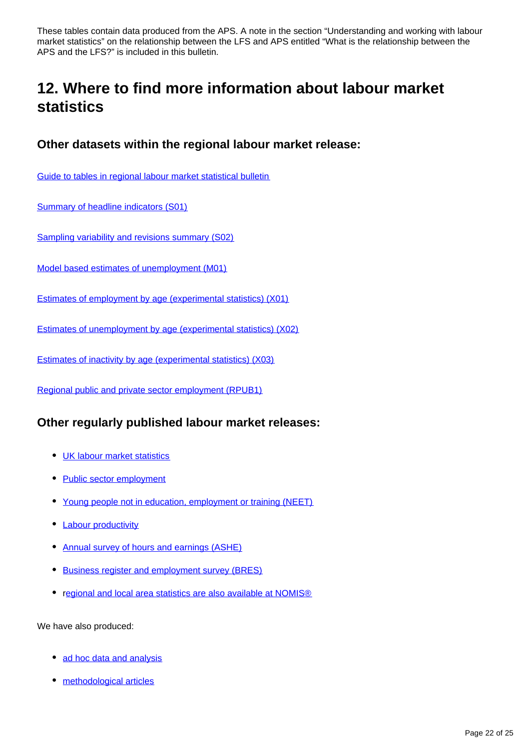These tables contain data produced from the APS. A note in the section "Understanding and working with labour market statistics" on the relationship between the LFS and APS entitled "What is the relationship between the APS and the LFS?" is included in this bulletin.

## 12. Where to find more information about labour market statistics

### Other datasets within the regional labour market release:

Guide to tables in regional labour market statistical bulletin

Summary of headline indicators (S01)

Sampling variability and revisions summary (S02)

Model based estimates of unemployment (M01)

Estimates of employment by age (experimental statistics) (X01)

Estimates of unemployment by age (experimental statistics) (X02)

Estimates of inactivity by age (experimental statistics) (X03)

Regional public and private sector employment (RPUB1)

### Other regularly published labour market releases:

- UK labour market statistics
- Public sector employment
- Young people not in education, employment or training (NEET)
- Labour productivity
- Annual survey of hours and earnings (ASHE)
- Business register and employment survey (BRES)
- regional and local area statistics are also available at NOMIS®

We have also produced:

- ad hoc data and analysis
- methodological articles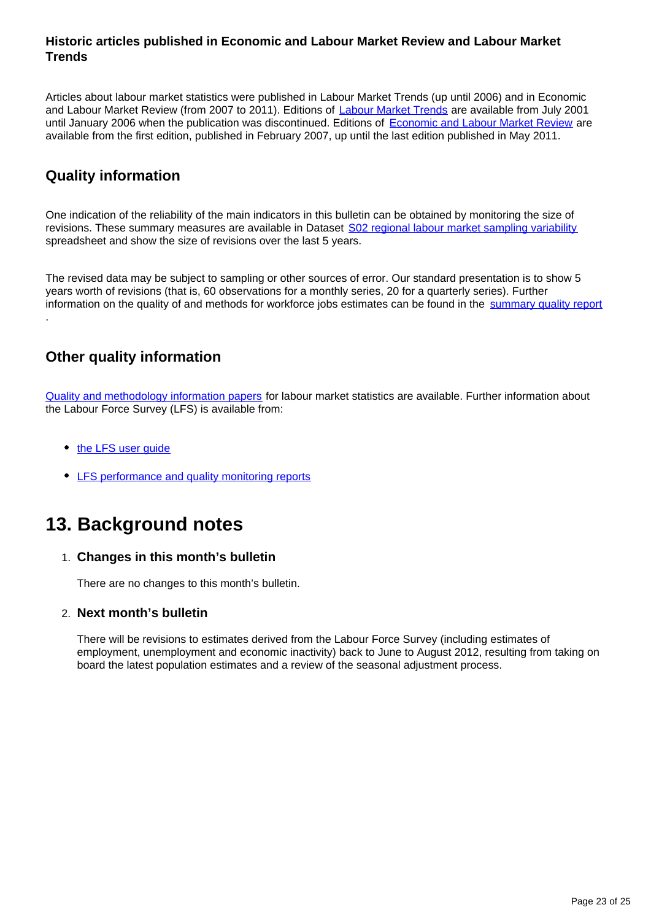#### Historic articles published in Economic and Labour Market Review and Labour Market Trends

Articles about labour market statistics were published in Labour Market Trends (up until 2006) and in Economic and Labour Market Review (from 2007 to 2011). Editions of Labour Market Trends are available from July 2001 until January 2006 when the publication was discontinued. Editions of Economic and Labour Market Review are available from the first edition, published in February 2007, up until the last edition published in May 2011.

### Quality information

One indication of the reliability of the main indicators in this bulletin can be obtained by monitoring the size of revisions. These summary measures are available in Dataset S02 regional labour market sampling variability spreadsheet and show the size of revisions over the last 5 years.

The revised data may be subject to sampling or other sources of error. Our standard presentation is to show 5 years worth of revisions (that is, 60 observations for a monthly series, 20 for a quarterly series). Further information on the quality of and methods for workforce jobs estimates can be found in the summary quality report .

### Other quality information

Quality and methodology information papers for labour market statistics are available. Further information about the Labour Force Survey (LFS) is available from:

- the LFS user guide
- LFS performance and quality monitoring reports

## 13. Background notes

1. **Changes in this month's bulletin**

   There are no changes to this month's bulletin.

2. **Next month's bulletin**

   There will be revisions to estimates derived from the Labour Force Survey (including estimates of employment, unemployment and economic inactivity) back to June to August 2012, resulting from taking on board the latest population estimates and a review of the seasonal adjustment process.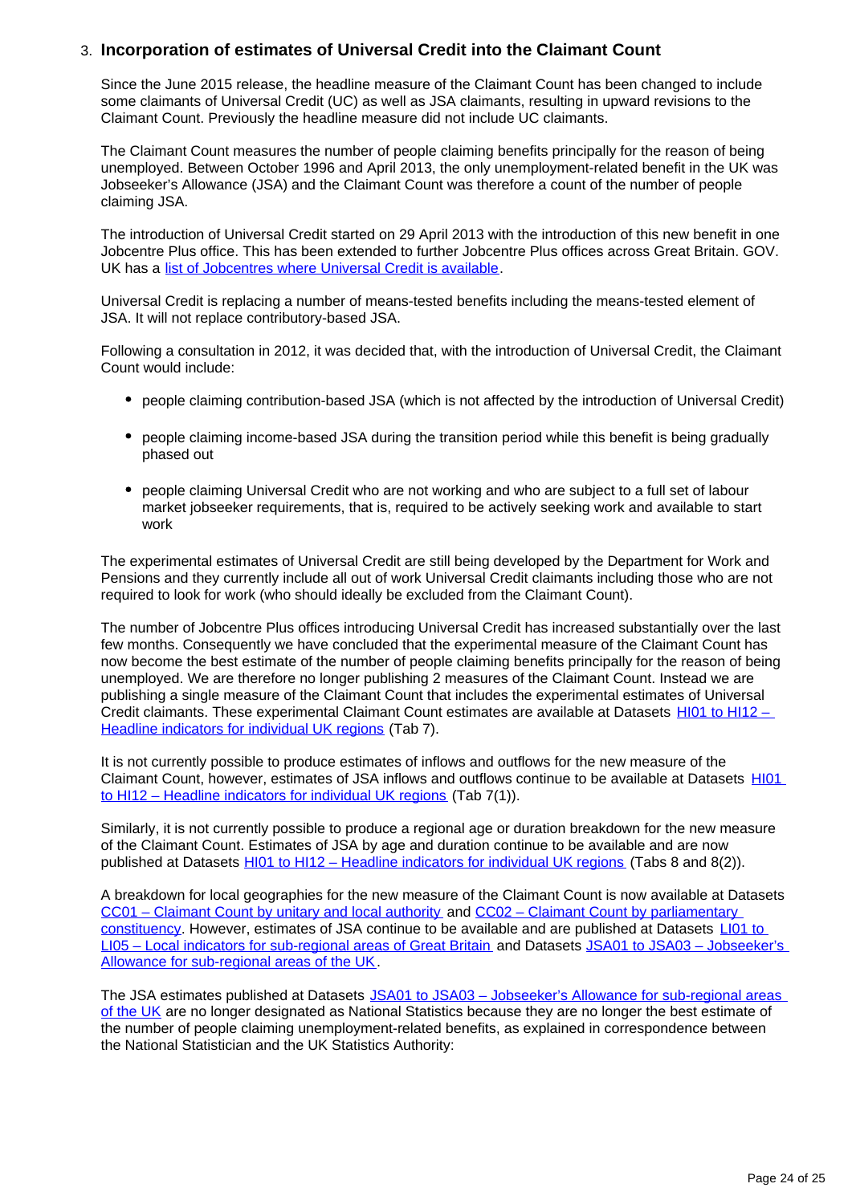## 3. Incorporation of estimates of Universal Credit into the Claimant Count

Since the June 2015 release, the headline measure of the Claimant Count has been changed to include some claimants of Universal Credit (UC) as well as JSA claimants, resulting in upward revisions to the Claimant Count. Previously the headline measure did not include UC claimants.

The Claimant Count measures the number of people claiming benefits principally for the reason of being unemployed. Between October 1996 and April 2013, the only unemployment-related benefit in the UK was Jobseeker's Allowance (JSA) and the Claimant Count was therefore a count of the number of people claiming JSA.

The introduction of Universal Credit started on 29 April 2013 with the introduction of this new benefit in one Jobcentre Plus office. This has been extended to further Jobcentre Plus offices across Great Britain. GOV.UK has a [list of Jobcentres where Universal Credit is available](#).

Universal Credit is replacing a number of means-tested benefits including the means-tested element of JSA. It will not replace contributory-based JSA.

Following a consultation in 2012, it was decided that, with the introduction of Universal Credit, the Claimant Count would include:

- people claiming contribution-based JSA (which is not affected by the introduction of Universal Credit)
- people claiming income-based JSA during the transition period while this benefit is being gradually phased out
- people claiming Universal Credit who are not working and who are subject to a full set of labour market jobseeker requirements, that is, required to be actively seeking work and available to start work

The experimental estimates of Universal Credit are still being developed by the Department for Work and Pensions and they currently include all out of work Universal Credit claimants including those who are not required to look for work (who should ideally be excluded from the Claimant Count).

The number of Jobcentre Plus offices introducing Universal Credit has increased substantially over the last few months. Consequently we have concluded that the experimental measure of the Claimant Count has now become the best estimate of the number of people claiming benefits principally for the reason of being unemployed. We are therefore no longer publishing 2 measures of the Claimant Count. Instead we are publishing a single measure of the Claimant Count that includes the experimental estimates of Universal Credit claimants. These experimental Claimant Count estimates are available at Datasets [HI01 to HI12 – Headline indicators for individual UK regions](#) (Tab 7).

It is not currently possible to produce estimates of inflows and outflows for the new measure of the Claimant Count, however, estimates of JSA inflows and outflows continue to be available at Datasets [HI01 to HI12 – Headline indicators for individual UK regions](#) (Tab 7(1)).

Similarly, it is not currently possible to produce a regional age or duration breakdown for the new measure of the Claimant Count. Estimates of JSA by age and duration continue to be available and are now published at Datasets [HI01 to HI12 – Headline indicators for individual UK regions](#) (Tabs 8 and 8(2)).

A breakdown for local geographies for the new measure of the Claimant Count is now available at Datasets [CC01 – Claimant Count by unitary and local authority](#) and [CC02 – Claimant Count by parliamentary constituency](#). However, estimates of JSA continue to be available and are published at Datasets [LI01 to LI05 – Local indicators for sub-regional areas of Great Britain](#) and Datasets [JSA01 to JSA03 – Jobseeker's Allowance for sub-regional areas of the UK](#).

The JSA estimates published at Datasets [JSA01 to JSA03 – Jobseeker's Allowance for sub-regional areas of the UK](#) are no longer designated as National Statistics because they are no longer the best estimate of the number of people claiming unemployment-related benefits, as explained in correspondence between the National Statistician and the UK Statistics Authority: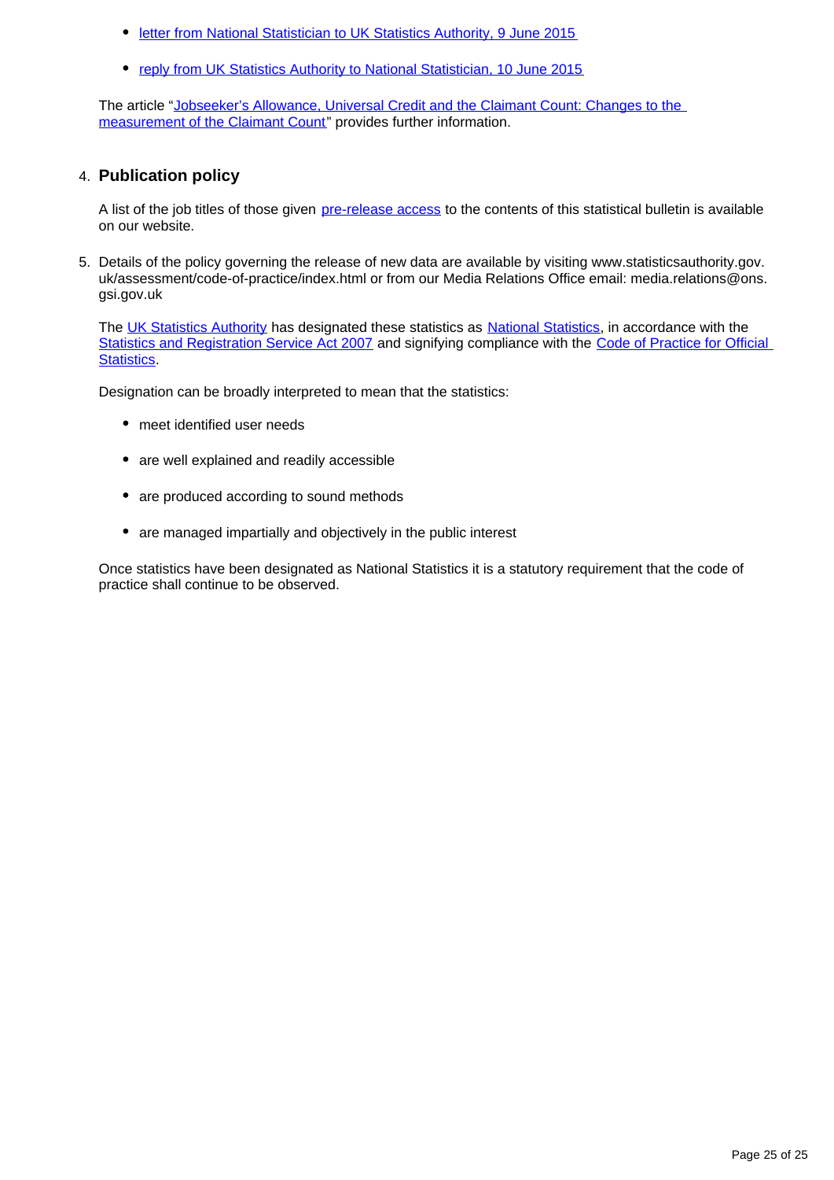- letter from National Statistician to UK Statistics Authority, 9 June 2015
- reply from UK Statistics Authority to National Statistician, 10 June 2015

The article "Jobseeker's Allowance, Universal Credit and the Claimant Count: Changes to the measurement of the Claimant Count" provides further information.

4. **Publication policy**

   A list of the job titles of those given pre-release access to the contents of this statistical bulletin is available on our website.

5. Details of the policy governing the release of new data are available by visiting www.statisticsauthority.gov.uk/assessment/code-of-practice/index.html or from our Media Relations Office email: media.relations@ons.gsi.gov.uk

   The UK Statistics Authority has designated these statistics as National Statistics, in accordance with the Statistics and Registration Service Act 2007 and signifying compliance with the Code of Practice for Official Statistics.

   Designation can be broadly interpreted to mean that the statistics:

   - meet identified user needs
   - are well explained and readily accessible
   - are produced according to sound methods
   - are managed impartially and objectively in the public interest

   Once statistics have been designated as National Statistics it is a statutory requirement that the code of practice shall continue to be observed.